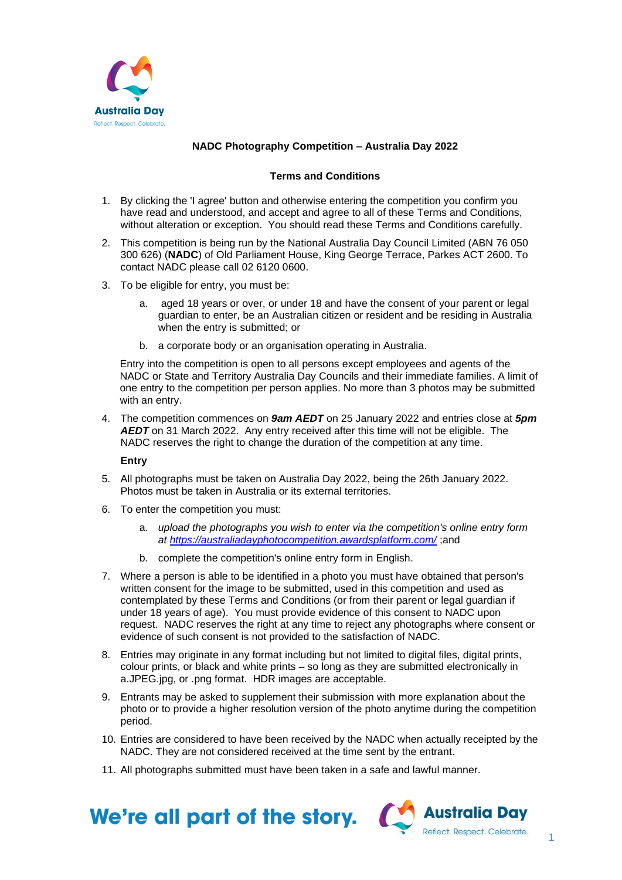# NADC Photography Competition – Australia Day 2022

## Terms and Conditions

1. By clicking the 'I agree' button and otherwise entering the competition you confirm you have read and understood, and accept and agree to all of these Terms and Conditions, without alteration or exception. You should read these Terms and Conditions carefully.
2. This competition is being run by the National Australia Day Council Limited (ABN 76 050 300 626) (**NADC**) of Old Parliament House, King George Terrace, Parkes ACT 2600. To contact NADC please call 02 6120 0600.
3. To be eligible for entry, you must be:
   a. aged 18 years or over, or under 18 and have the consent of your parent or legal guardian to enter, be an Australian citizen or resident and be residing in Australia when the entry is submitted; or
   b. a corporate body or an organisation operating in Australia.

   Entry into the competition is open to all persons except employees and agents of the NADC or State and Territory Australia Day Councils and their immediate families. A limit of one entry to the competition per person applies. No more than 3 photos may be submitted with an entry.
4. The competition commences on ***9am AEDT*** on 25 January 2022 and entries close at ***5pm AEDT*** on 31 March 2022. Any entry received after this time will not be eligible. The NADC reserves the right to change the duration of the competition at any time.

### Entry

5. All photographs must be taken on Australia Day 2022, being the 26th January 2022. Photos must be taken in Australia or its external territories.
6. To enter the competition you must:
   a. *upload the photographs you wish to enter via the competition's online entry form at [https://australiadayphotocompetition.awardsplatform.com/](https://australiadayphotocompetition.awardsplatform.com/)* ;and
   b. complete the competition's online entry form in English.
7. Where a person is able to be identified in a photo you must have obtained that person's written consent for the image to be submitted, used in this competition and used as contemplated by these Terms and Conditions (or from their parent or legal guardian if under 18 years of age). You must provide evidence of this consent to NADC upon request. NADC reserves the right at any time to reject any photographs where consent or evidence of such consent is not provided to the satisfaction of NADC.
8. Entries may originate in any format including but not limited to digital files, digital prints, colour prints, or black and white prints – so long as they are submitted electronically in a.JPEG.jpg, or .png format. HDR images are acceptable.
9. Entrants may be asked to supplement their submission with more explanation about the photo or to provide a higher resolution version of the photo anytime during the competition period.
10. Entries are considered to have been received by the NADC when actually receipted by the NADC. They are not considered received at the time sent by the entrant.
11. All photographs submitted must have been taken in a safe and lawful manner.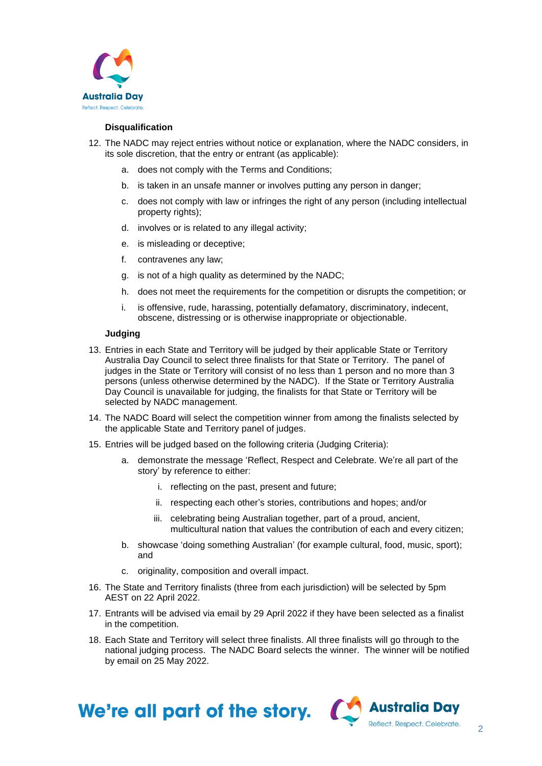**Disqualification**

12. The NADC may reject entries without notice or explanation, where the NADC considers, in its sole discretion, that the entry or entrant (as applicable):
    a. does not comply with the Terms and Conditions;
    b. is taken in an unsafe manner or involves putting any person in danger;
    c. does not comply with law or infringes the right of any person (including intellectual property rights);
    d. involves or is related to any illegal activity;
    e. is misleading or deceptive;
    f. contravenes any law;
    g. is not of a high quality as determined by the NADC;
    h. does not meet the requirements for the competition or disrupts the competition; or
    i. is offensive, rude, harassing, potentially defamatory, discriminatory, indecent, obscene, distressing or is otherwise inappropriate or objectionable.

**Judging**

13. Entries in each State and Territory will be judged by their applicable State or Territory Australia Day Council to select three finalists for that State or Territory. The panel of judges in the State or Territory will consist of no less than 1 person and no more than 3 persons (unless otherwise determined by the NADC). If the State or Territory Australia Day Council is unavailable for judging, the finalists for that State or Territory will be selected by NADC management.
14. The NADC Board will select the competition winner from among the finalists selected by the applicable State and Territory panel of judges.
15. Entries will be judged based on the following criteria (Judging Criteria):
    a. demonstrate the message 'Reflect, Respect and Celebrate. We're all part of the story' by reference to either:
        i. reflecting on the past, present and future;
        ii. respecting each other's stories, contributions and hopes; and/or
        iii. celebrating being Australian together, part of a proud, ancient, multicultural nation that values the contribution of each and every citizen;
    b. showcase 'doing something Australian' (for example cultural, food, music, sport); and
    c. originality, composition and overall impact.
16. The State and Territory finalists (three from each jurisdiction) will be selected by 5pm AEST on 22 April 2022.
17. Entrants will be advised via email by 29 April 2022 if they have been selected as a finalist in the competition.
18. Each State and Territory will select three finalists. All three finalists will go through to the national judging process. The NADC Board selects the winner. The winner will be notified by email on 25 May 2022.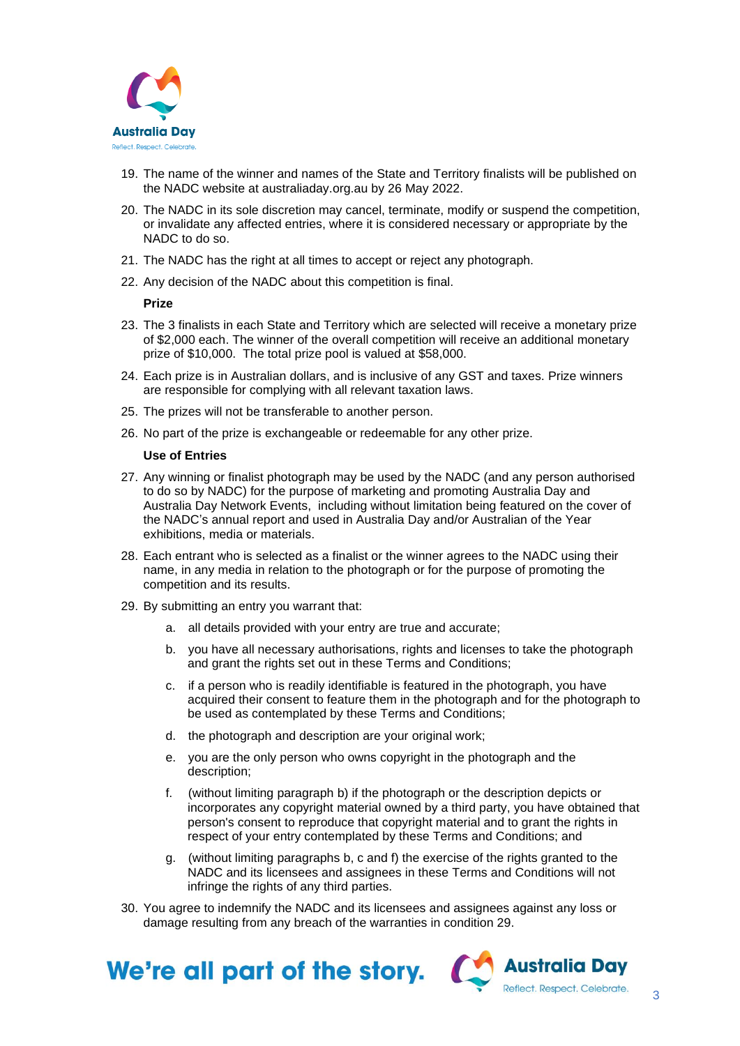19. The name of the winner and names of the State and Territory finalists will be published on the NADC website at australiaday.org.au by 26 May 2022.
20. The NADC in its sole discretion may cancel, terminate, modify or suspend the competition, or invalidate any affected entries, where it is considered necessary or appropriate by the NADC to do so.
21. The NADC has the right at all times to accept or reject any photograph.
22. Any decision of the NADC about this competition is final.

**Prize**

23. The 3 finalists in each State and Territory which are selected will receive a monetary prize of $2,000 each. The winner of the overall competition will receive an additional monetary prize of $10,000. The total prize pool is valued at $58,000.
24. Each prize is in Australian dollars, and is inclusive of any GST and taxes. Prize winners are responsible for complying with all relevant taxation laws.
25. The prizes will not be transferable to another person.
26. No part of the prize is exchangeable or redeemable for any other prize.

**Use of Entries**

27. Any winning or finalist photograph may be used by the NADC (and any person authorised to do so by NADC) for the purpose of marketing and promoting Australia Day and Australia Day Network Events, including without limitation being featured on the cover of the NADC's annual report and used in Australia Day and/or Australian of the Year exhibitions, media or materials.
28. Each entrant who is selected as a finalist or the winner agrees to the NADC using their name, in any media in relation to the photograph or for the purpose of promoting the competition and its results.
29. By submitting an entry you warrant that:
    a. all details provided with your entry are true and accurate;
    b. you have all necessary authorisations, rights and licenses to take the photograph and grant the rights set out in these Terms and Conditions;
    c. if a person who is readily identifiable is featured in the photograph, you have acquired their consent to feature them in the photograph and for the photograph to be used as contemplated by these Terms and Conditions;
    d. the photograph and description are your original work;
    e. you are the only person who owns copyright in the photograph and the description;
    f. (without limiting paragraph b) if the photograph or the description depicts or incorporates any copyright material owned by a third party, you have obtained that person's consent to reproduce that copyright material and to grant the rights in respect of your entry contemplated by these Terms and Conditions; and
    g. (without limiting paragraphs b, c and f) the exercise of the rights granted to the NADC and its licensees and assignees in these Terms and Conditions will not infringe the rights of any third parties.
30. You agree to indemnify the NADC and its licensees and assignees against any loss or damage resulting from any breach of the warranties in condition 29.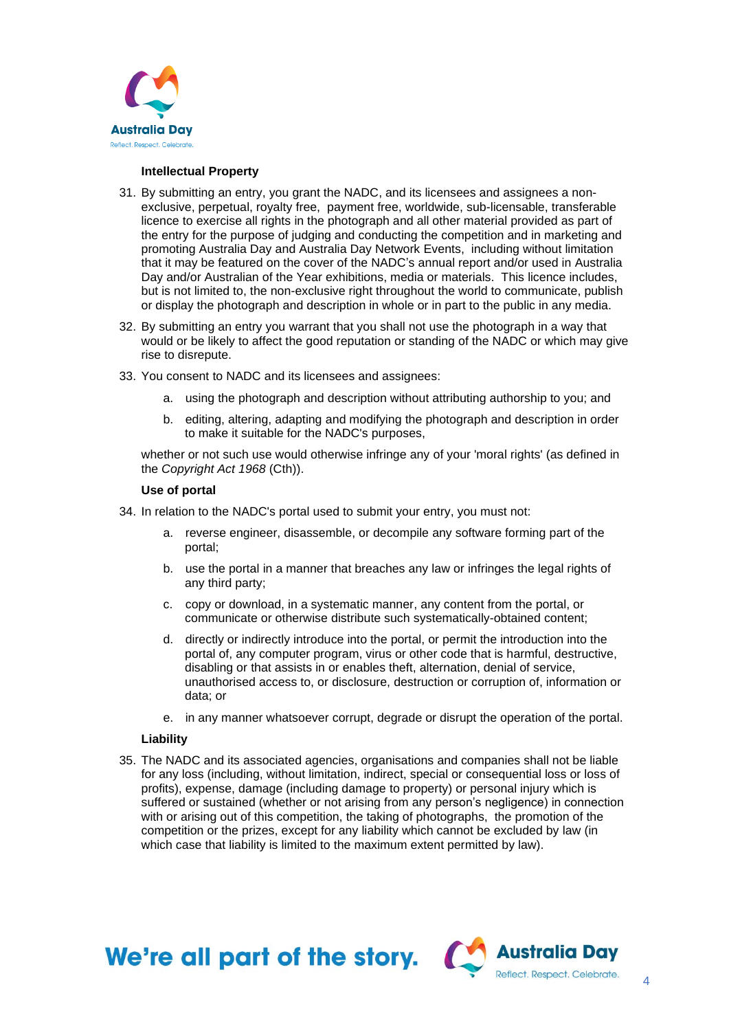### Intellectual Property

31. By submitting an entry, you grant the NADC, and its licensees and assignees a non-exclusive, perpetual, royalty free, payment free, worldwide, sub-licensable, transferable licence to exercise all rights in the photograph and all other material provided as part of the entry for the purpose of judging and conducting the competition and in marketing and promoting Australia Day and Australia Day Network Events, including without limitation that it may be featured on the cover of the NADC's annual report and/or used in Australia Day and/or Australian of the Year exhibitions, media or materials. This licence includes, but is not limited to, the non-exclusive right throughout the world to communicate, publish or display the photograph and description in whole or in part to the public in any media.

32. By submitting an entry you warrant that you shall not use the photograph in a way that would or be likely to affect the good reputation or standing of the NADC or which may give rise to disrepute.

33. You consent to NADC and its licensees and assignees:

    a. using the photograph and description without attributing authorship to you; and

    b. editing, altering, adapting and modifying the photograph and description in order to make it suitable for the NADC's purposes,

    whether or not such use would otherwise infringe any of your 'moral rights' (as defined in the *Copyright Act 1968* (Cth)).

### Use of portal

34. In relation to the NADC's portal used to submit your entry, you must not:

    a. reverse engineer, disassemble, or decompile any software forming part of the portal;

    b. use the portal in a manner that breaches any law or infringes the legal rights of any third party;

    c. copy or download, in a systematic manner, any content from the portal, or communicate or otherwise distribute such systematically-obtained content;

    d. directly or indirectly introduce into the portal, or permit the introduction into the portal of, any computer program, virus or other code that is harmful, destructive, disabling or that assists in or enables theft, alternation, denial of service, unauthorised access to, or disclosure, destruction or corruption of, information or data; or

    e. in any manner whatsoever corrupt, degrade or disrupt the operation of the portal.

### Liability

35. The NADC and its associated agencies, organisations and companies shall not be liable for any loss (including, without limitation, indirect, special or consequential loss or loss of profits), expense, damage (including damage to property) or personal injury which is suffered or sustained (whether or not arising from any person's negligence) in connection with or arising out of this competition, the taking of photographs, the promotion of the competition or the prizes, except for any liability which cannot be excluded by law (in which case that liability is limited to the maximum extent permitted by law).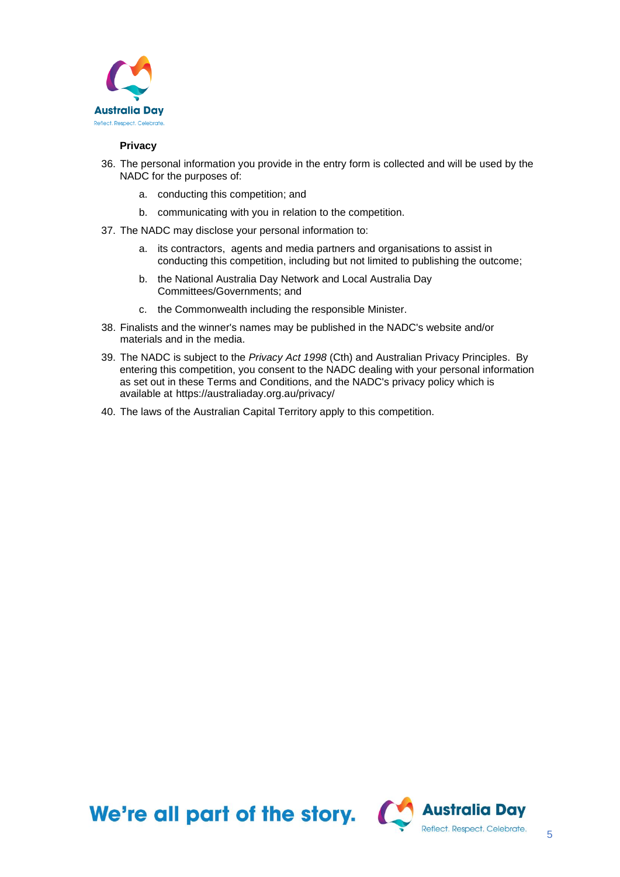**Privacy**

36. The personal information you provide in the entry form is collected and will be used by the NADC for the purposes of:

    a. conducting this competition; and

    b. communicating with you in relation to the competition.

37. The NADC may disclose your personal information to:

    a. its contractors, agents and media partners and organisations to assist in conducting this competition, including but not limited to publishing the outcome;

    b. the National Australia Day Network and Local Australia Day Committees/Governments; and

    c. the Commonwealth including the responsible Minister.

38. Finalists and the winner's names may be published in the NADC's website and/or materials and in the media.

39. The NADC is subject to the *Privacy Act 1998* (Cth) and Australian Privacy Principles. By entering this competition, you consent to the NADC dealing with your personal information as set out in these Terms and Conditions, and the NADC's privacy policy which is available at https://australiaday.org.au/privacy/

40. The laws of the Australian Capital Territory apply to this competition.